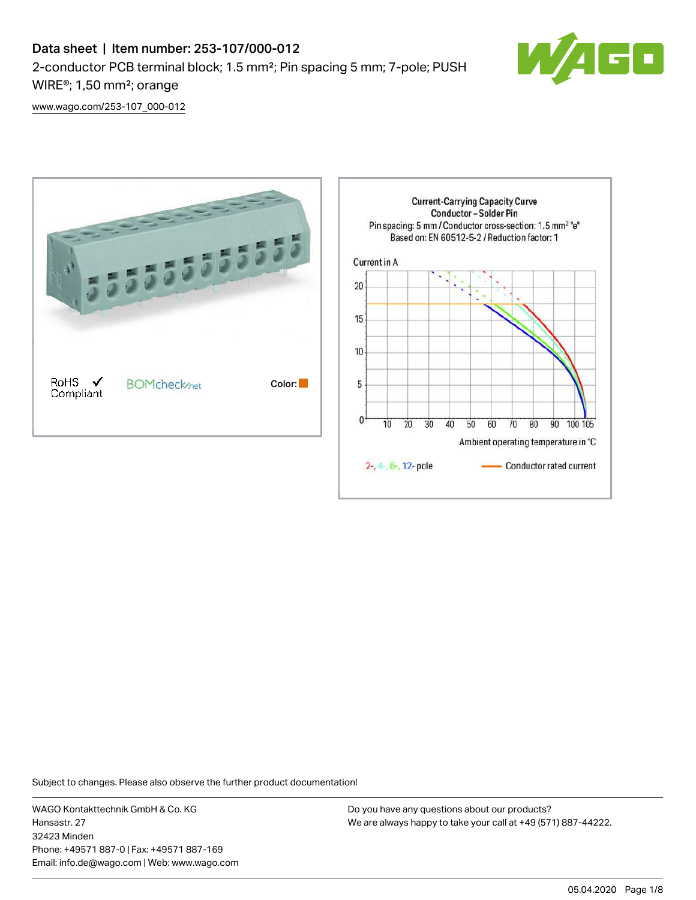# Data sheet | Item number: 253-107/000-012

2-conductor PCB terminal block; 1.5 mm²; Pin spacing 5 mm; 7-pole; PUSH WIRE®; 1,50 mm²; orange

www.wago.com/253-107_000-012

RoHS Compliant ✓

BOMcheck.net

Color:

**Current-Carrying Capacity Curve**
**Conductor – Solder Pin**
Pin spacing: 5 mm / Conductor cross-section: 1.5 mm² "e"
Based on: EN 60512-5-2 / Reduction factor: 1

Current in A

Ambient operating temperature in °C

2-, 4-, 6-, 12- pole — Conductor rated current

Subject to changes. Please also observe the further product documentation!

WAGO Kontakttechnik GmbH & Co. KG
Hansastr. 27
32423 Minden
Phone: +49571 887-0 | Fax: +49571 887-169
Email: info.de@wago.com | Web: www.wago.com

Do you have any questions about our products?
We are always happy to take your call at +49 (571) 887-44222.

05.04.2020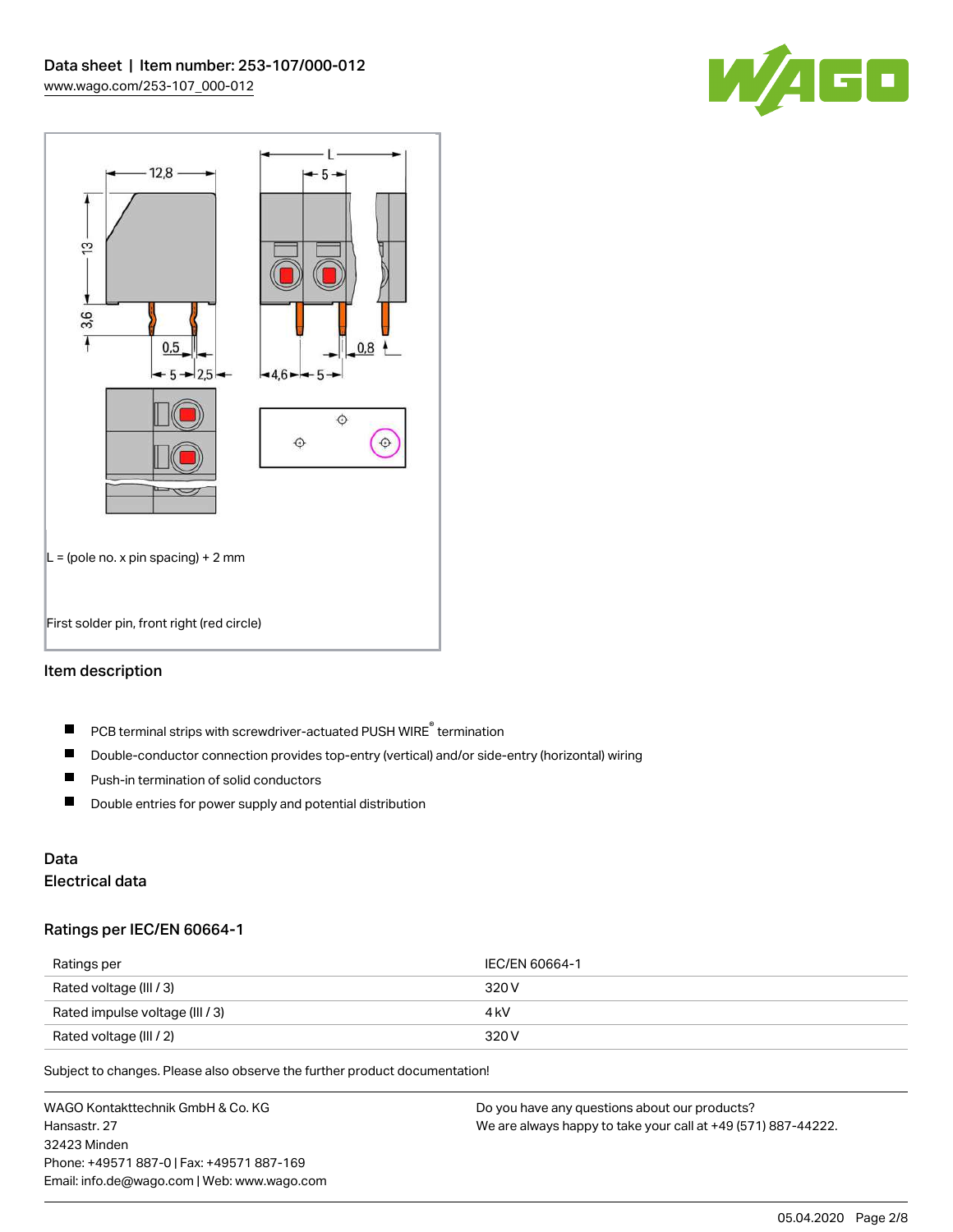L = (pole no. x pin spacing) + 2 mm

First solder pin, front right (red circle)

## Item description

- PCB terminal strips with screwdriver-actuated PUSH WIRE® termination
- Double-conductor connection provides top-entry (vertical) and/or side-entry (horizontal) wiring
- Push-in termination of solid conductors
- Double entries for power supply and potential distribution

## Data

### Electrical data

#### Ratings per IEC/EN 60664-1

| Ratings per | IEC/EN 60664-1 |
| --- | --- |
| Rated voltage (III / 3) | 320 V |
| Rated impulse voltage (III / 3) | 4 kV |
| Rated voltage (III / 2) | 320 V |

Subject to changes. Please also observe the further product documentation!

WAGO Kontakttechnik GmbH & Co. KG
Hansastr. 27
32423 Minden
Phone: +49571 887-0 | Fax: +49571 887-169
Email: info.de@wago.com | Web: www.wago.com

Do you have any questions about our products?
We are always happy to take your call at +49 (571) 887-44222.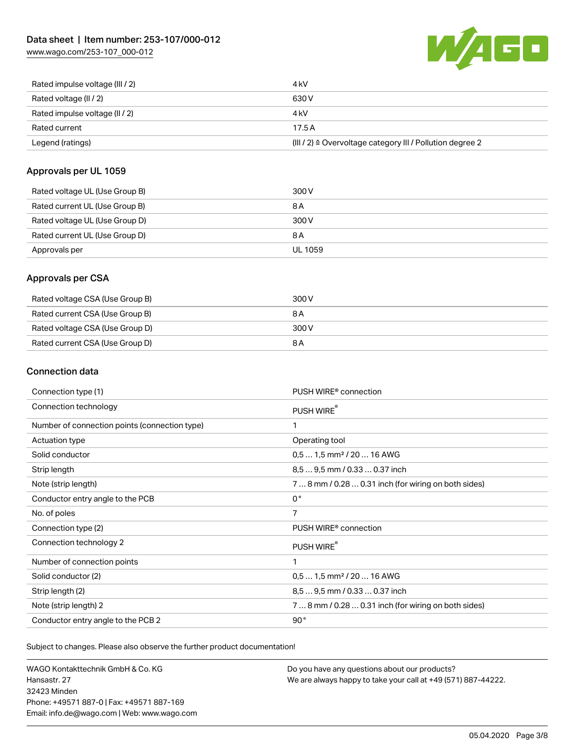| | |
|---|---|
| Rated impulse voltage (III / 2) | 4 kV |
| Rated voltage (II / 2) | 630 V |
| Rated impulse voltage (II / 2) | 4 kV |
| Rated current | 17.5 A |
| Legend (ratings) | (III / 2) ≙ Overvoltage category III / Pollution degree 2 |

## Approvals per UL 1059

| | |
|---|---|
| Rated voltage UL (Use Group B) | 300 V |
| Rated current UL (Use Group B) | 8 A |
| Rated voltage UL (Use Group D) | 300 V |
| Rated current UL (Use Group D) | 8 A |
| Approvals per | UL 1059 |

## Approvals per CSA

| | |
|---|---|
| Rated voltage CSA (Use Group B) | 300 V |
| Rated current CSA (Use Group B) | 8 A |
| Rated voltage CSA (Use Group D) | 300 V |
| Rated current CSA (Use Group D) | 8 A |

## Connection data

| | |
|---|---|
| Connection type (1) | PUSH WIRE® connection |
| Connection technology | PUSH WIRE® |
| Number of connection points (connection type) | 1 |
| Actuation type | Operating tool |
| Solid conductor | 0,5 … 1,5 mm² / 20 … 16 AWG |
| Strip length | 8,5 … 9,5 mm / 0.33 … 0.37 inch |
| Note (strip length) | 7 … 8 mm / 0.28 … 0.31 inch (for wiring on both sides) |
| Conductor entry angle to the PCB | 0 ° |
| No. of poles | 7 |
| Connection type (2) | PUSH WIRE® connection |
| Connection technology 2 | PUSH WIRE® |
| Number of connection points | 1 |
| Solid conductor (2) | 0,5 … 1,5 mm² / 20 … 16 AWG |
| Strip length (2) | 8,5 … 9,5 mm / 0.33 … 0.37 inch |
| Note (strip length) 2 | 7 … 8 mm / 0.28 … 0.31 inch (for wiring on both sides) |
| Conductor entry angle to the PCB 2 | 90 ° |

Subject to changes. Please also observe the further product documentation!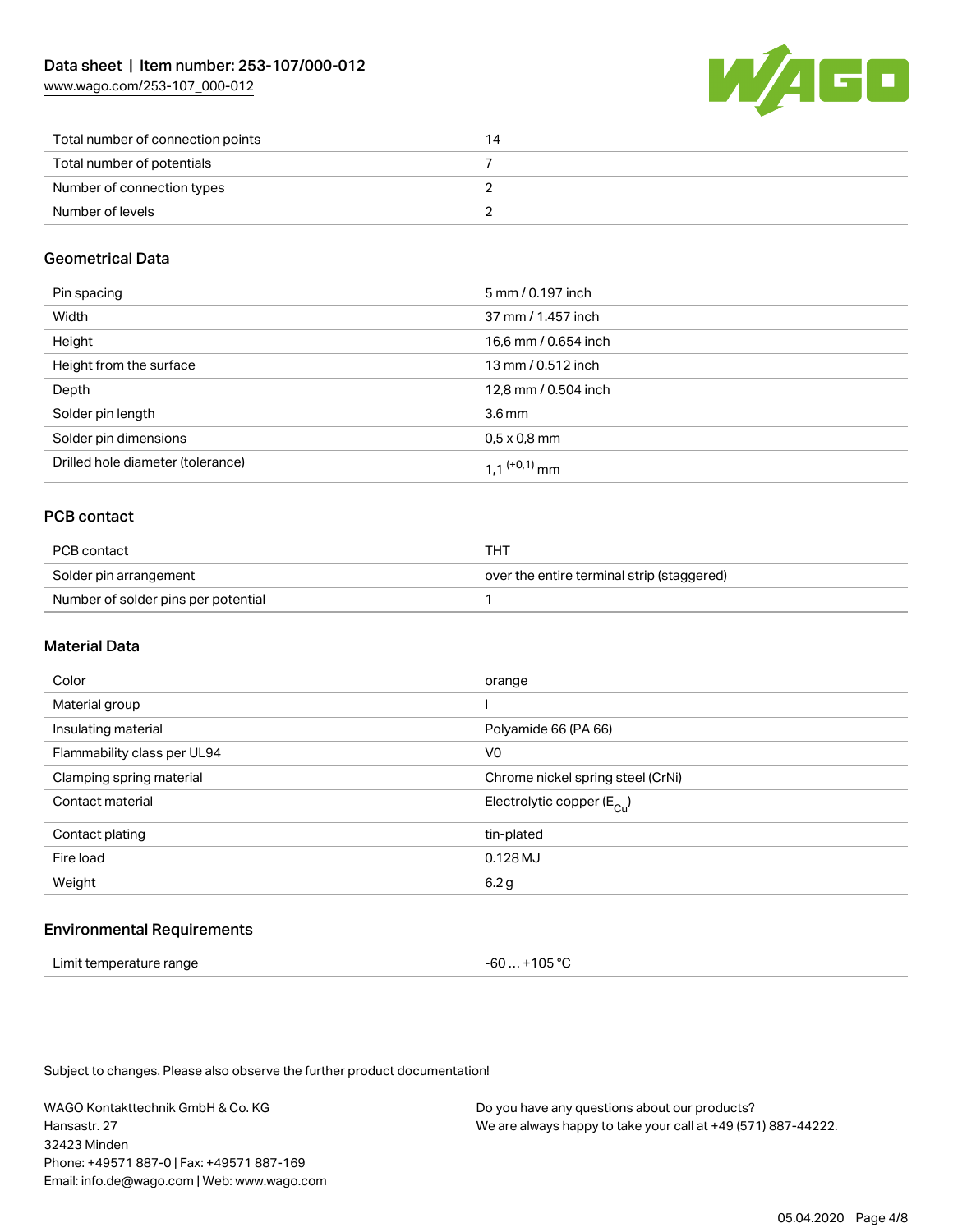| | |
|---|---|
| Total number of connection points | 14 |
| Total number of potentials | 7 |
| Number of connection types | 2 |
| Number of levels | 2 |

## Geometrical Data

| | |
|---|---|
| Pin spacing | 5 mm / 0.197 inch |
| Width | 37 mm / 1.457 inch |
| Height | 16,6 mm / 0.654 inch |
| Height from the surface | 13 mm / 0.512 inch |
| Depth | 12,8 mm / 0.504 inch |
| Solder pin length | 3.6 mm |
| Solder pin dimensions | 0,5 x 0,8 mm |
| Drilled hole diameter (tolerance) | 1,1 $^{(+0,1)}$ mm |

## PCB contact

| | |
|---|---|
| PCB contact | THT |
| Solder pin arrangement | over the entire terminal strip (staggered) |
| Number of solder pins per potential | 1 |

## Material Data

| | |
|---|---|
| Color | orange |
| Material group | I |
| Insulating material | Polyamide 66 (PA 66) |
| Flammability class per UL94 | V0 |
| Clamping spring material | Chrome nickel spring steel (CrNi) |
| Contact material | Electrolytic copper ($E_{Cu}$) |
| Contact plating | tin-plated |
| Fire load | 0.128 MJ |
| Weight | 6.2 g |

## Environmental Requirements

| | |
|---|---|
| Limit temperature range | -60 … +105 °C |

Subject to changes. Please also observe the further product documentation!

WAGO Kontakttechnik GmbH & Co. KG
Hansastr. 27
32423 Minden
Phone: +49571 887-0 | Fax: +49571 887-169
Email: info.de@wago.com | Web: www.wago.com

Do you have any questions about our products?
We are always happy to take your call at +49 (571) 887-44222.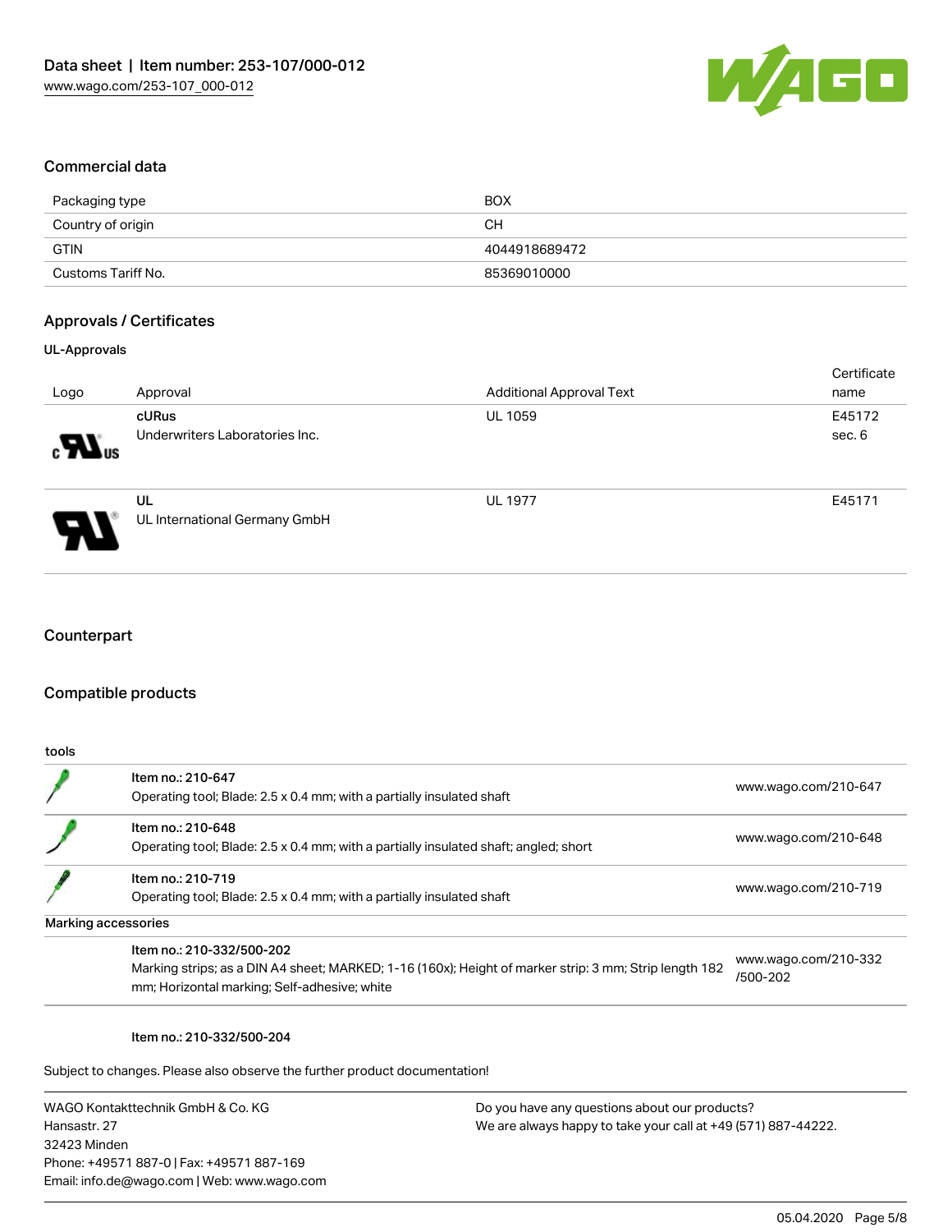## Commercial data

| Packaging type | BOX |
| --- | --- |
| Country of origin | CH |
| GTIN | 4044918689472 |
| Customs Tariff No. | 85369010000 |

## Approvals / Certificates

### UL-Approvals

| Logo | Approval | Additional Approval Text | Certificate name |
| --- | --- | --- | --- |
| | **cURus** Underwriters Laboratories Inc. | UL 1059 | E45172 sec. 6 |
| | **UL** UL International Germany GmbH | UL 1977 | E45171 |

## Counterpart

## Compatible products

| tools | | |
| --- | --- | --- |
| | Item no.: 210-647 Operating tool; Blade: 2.5 x 0.4 mm; with a partially insulated shaft | www.wago.com/210-647 |
| | Item no.: 210-648 Operating tool; Blade: 2.5 x 0.4 mm; with a partially insulated shaft; angled; short | www.wago.com/210-648 |
| | Item no.: 210-719 Operating tool; Blade: 2.5 x 0.4 mm; with a partially insulated shaft | www.wago.com/210-719 |
| **Marking accessories** | | |
| | Item no.: 210-332/500-202 Marking strips; as a DIN A4 sheet; MARKED; 1-16 (160x); Height of marker strip: 3 mm; Strip length 182 mm; Horizontal marking; Self-adhesive; white | www.wago.com/210-332/500-202 |
| | Item no.: 210-332/500-204 | |

Subject to changes. Please also observe the further product documentation!

WAGO Kontakttechnik GmbH & Co. KG
Hansastr. 27
32423 Minden
Phone: +49571 887-0 | Fax: +49571 887-169
Email: info.de@wago.com | Web: www.wago.com

Do you have any questions about our products?
We are always happy to take your call at +49 (571) 887-44222.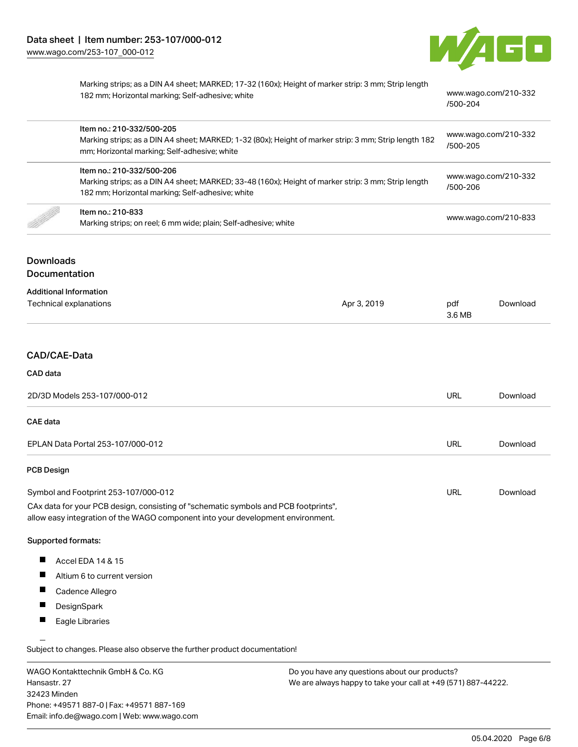| | | |
|---|---|---|
| | Marking strips; as a DIN A4 sheet; MARKED; 17-32 (160x); Height of marker strip: 3 mm; Strip length 182 mm; Horizontal marking; Self-adhesive; white | www.wago.com/210-332/500-204 |
| | Item no.: 210-332/500-205<br>Marking strips; as a DIN A4 sheet; MARKED; 1-32 (80x); Height of marker strip: 3 mm; Strip length 182 mm; Horizontal marking; Self-adhesive; white | www.wago.com/210-332/500-205 |
| | Item no.: 210-332/500-206<br>Marking strips; as a DIN A4 sheet; MARKED; 33-48 (160x); Height of marker strip: 3 mm; Strip length 182 mm; Horizontal marking; Self-adhesive; white | www.wago.com/210-332/500-206 |
| | Item no.: 210-833<br>Marking strips; on reel; 6 mm wide; plain; Self-adhesive; white | www.wago.com/210-833 |

## Downloads
## Documentation

### Additional Information

| | | | |
|---|---|---|---|
| Technical explanations | Apr 3, 2019 | pdf 3.6 MB | Download |

## CAD/CAE-Data

### CAD data

| | | |
|---|---|---|
| 2D/3D Models 253-107/000-012 | URL | Download |

### CAE data

| | | |
|---|---|---|
| EPLAN Data Portal 253-107/000-012 | URL | Download |

### PCB Design

| | | |
|---|---|---|
| Symbol and Footprint 253-107/000-012 | URL | Download |

CAx data for your PCB design, consisting of "schematic symbols and PCB footprints", allow easy integration of the WAGO component into your development environment.

**Supported formats:**

- Accel EDA 14 & 15
- Altium 6 to current version
- Cadence Allegro
- DesignSpark
- Eagle Libraries

Subject to changes. Please also observe the further product documentation!

WAGO Kontakttechnik GmbH & Co. KG
Hansastr. 27
32423 Minden
Phone: +49571 887-0 | Fax: +49571 887-169
Email: info.de@wago.com | Web: www.wago.com

Do you have any questions about our products?
We are always happy to take your call at +49 (571) 887-44222.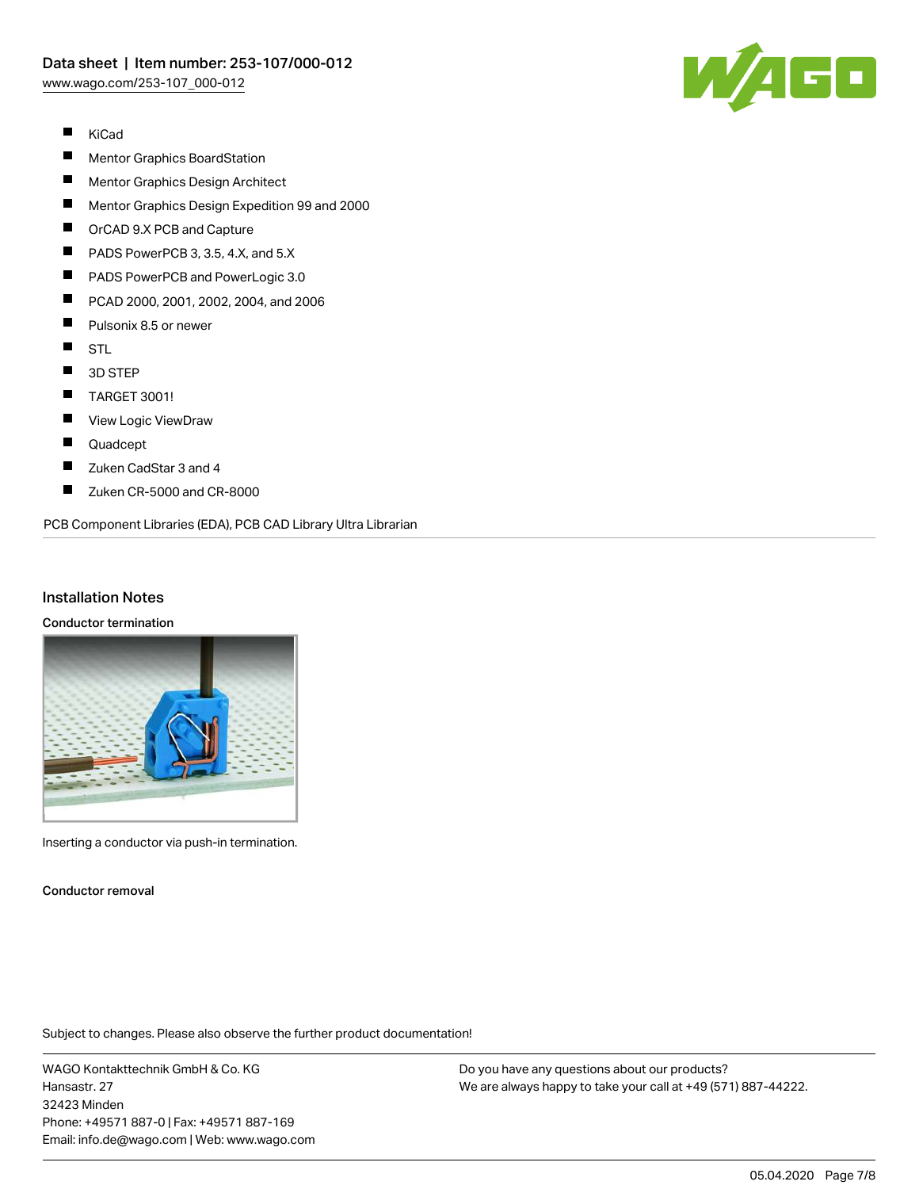- KiCad
- Mentor Graphics BoardStation
- Mentor Graphics Design Architect
- Mentor Graphics Design Expedition 99 and 2000
- OrCAD 9.X PCB and Capture
- PADS PowerPCB 3, 3.5, 4.X, and 5.X
- PADS PowerPCB and PowerLogic 3.0
- PCAD 2000, 2001, 2002, 2004, and 2006
- Pulsonix 8.5 or newer
- STL
- 3D STEP
- TARGET 3001!
- View Logic ViewDraw
- Quadcept
- Zuken CadStar 3 and 4
- Zuken CR-5000 and CR-8000

PCB Component Libraries (EDA), PCB CAD Library Ultra Librarian

## Installation Notes

### Conductor termination

Inserting a conductor via push-in termination.

### Conductor removal

Subject to changes. Please also observe the further product documentation!

WAGO Kontakttechnik GmbH & Co. KG
Hansastr. 27
32423 Minden
Phone: +49571 887-0 | Fax: +49571 887-169
Email: info.de@wago.com | Web: www.wago.com

Do you have any questions about our products?
We are always happy to take your call at +49 (571) 887-44222.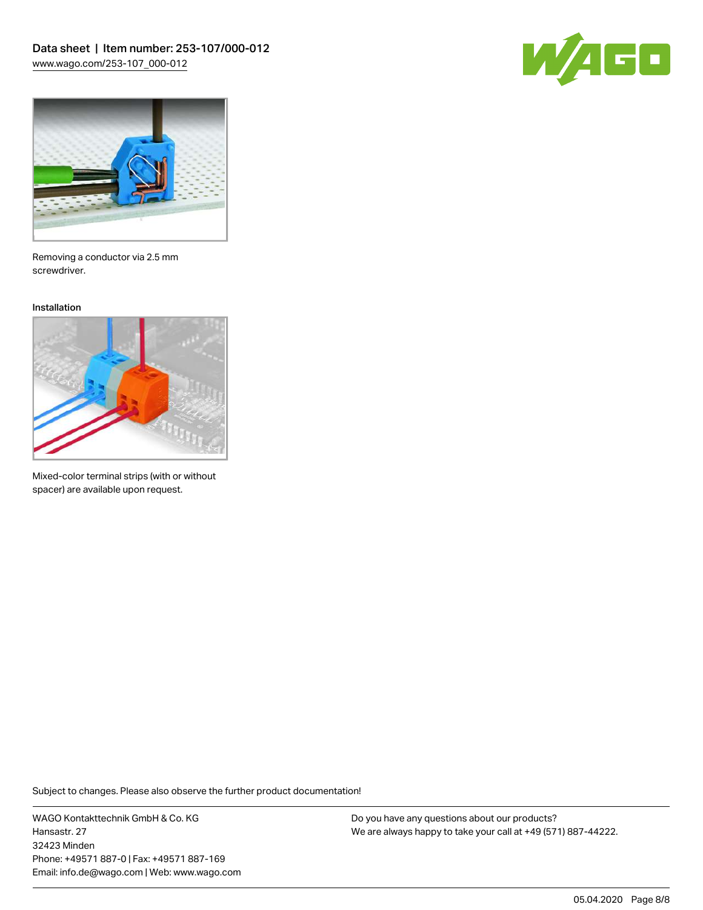Removing a conductor via 2.5 mm screwdriver.

Installation

Mixed-color terminal strips (with or without spacer) are available upon request.

Subject to changes. Please also observe the further product documentation!

WAGO Kontakttechnik GmbH & Co. KG
Hansastr. 27
32423 Minden
Phone: +49571 887-0 | Fax: +49571 887-169
Email: info.de@wago.com | Web: www.wago.com

Do you have any questions about our products?
We are always happy to take your call at +49 (571) 887-44222.